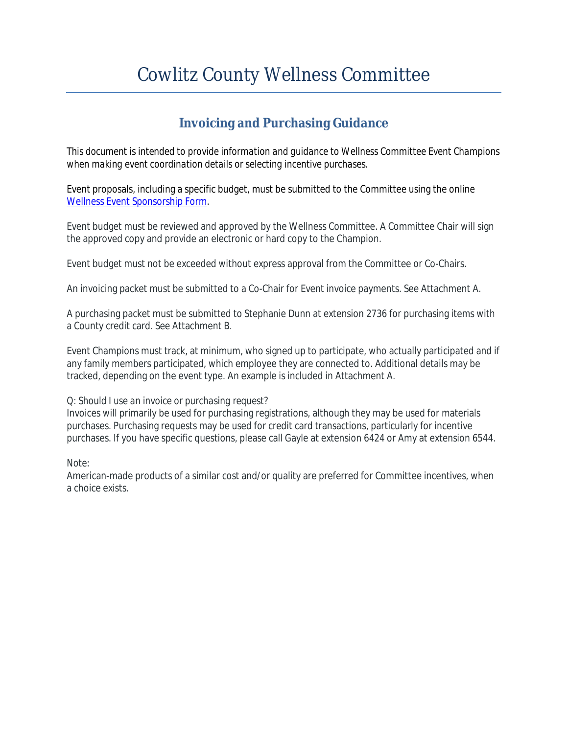# Cowlitz County Wellness Committee

## Invoicing and Purchasing Guidance

*This document is intended to provide information and guidance to Wellness Committee Event Champions when making event coordination details or selecting incentive purchases.*

Event proposals, including a specific budget, must be submitted to the Committee using the online Wellness Event Sponsorship Form.

Event budget must be reviewed and approved by the Wellness Committee. A Committee Chair will sign the approved copy and provide an electronic or hard copy to the Champion.

Event budget must not be exceeded without express approval from the Committee or Co-Chairs.

An invoicing packet must be submitted to a Co-Chair for Event invoice payments. See Attachment A.

A purchasing packet must be submitted to Stephanie Dunn at extension 2736 for purchasing items with a County credit card. See Attachment B.

Event Champions must track, at minimum, who signed up to participate, who actually participated and if any family members participated, which employee they are connected to. Additional details may be tracked, depending on the event type. An example is included in Attachment A.

*Q: Should I use an invoice or purchasing request?*
Invoices will primarily be used for purchasing registrations, although they may be used for materials purchases. Purchasing requests may be used for credit card transactions, particularly for incentive purchases. If you have specific questions, please call Gayle at extension 6424 or Amy at extension 6544.

Note:
American-made products of a similar cost and/or quality are preferred for Committee incentives, when a choice exists.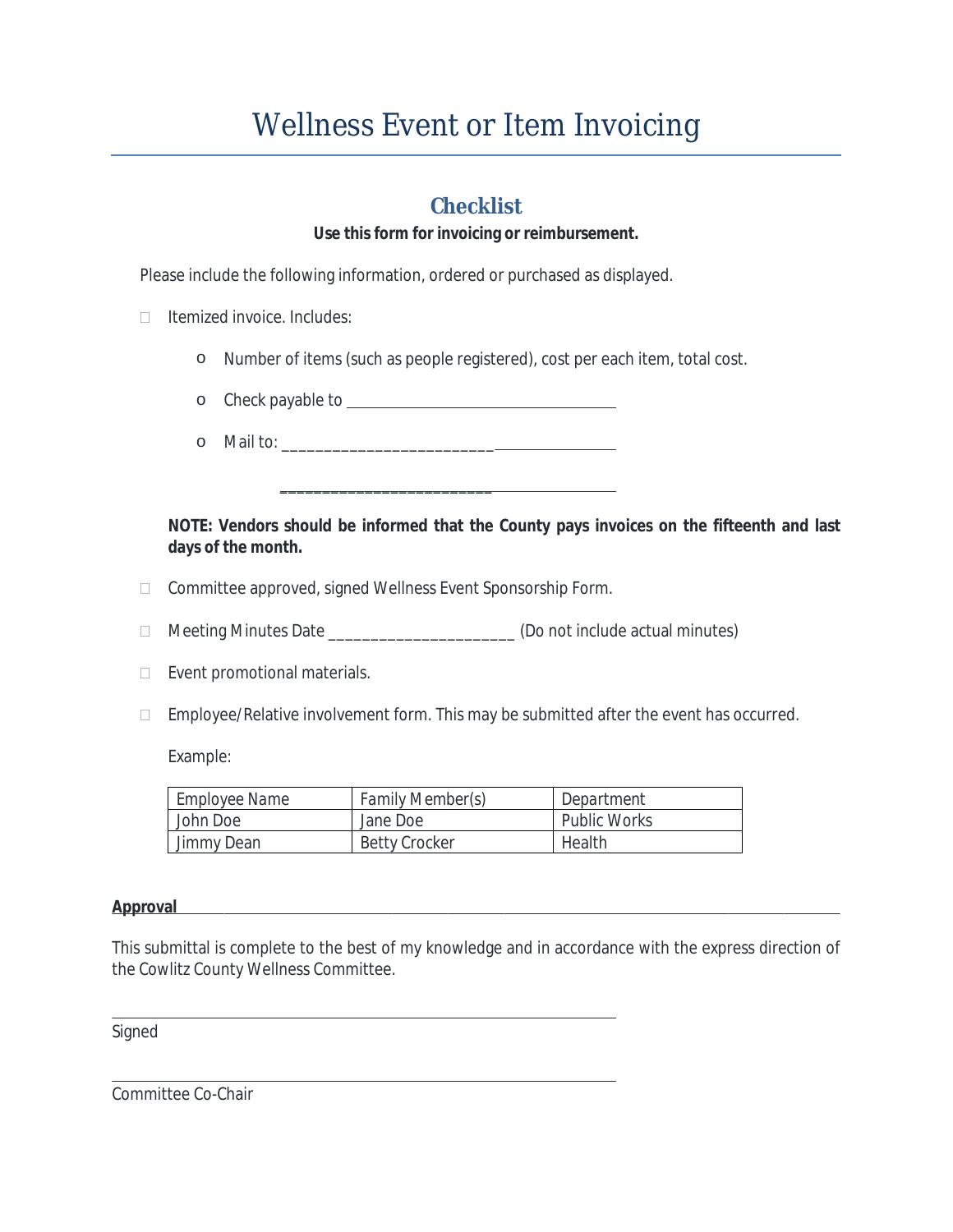# Wellness Event or Item Invoicing

## Checklist

**Use this form for invoicing or reimbursement.**

Please include the following information, ordered or purchased as displayed.

- ☐ Itemized invoice. Includes:
  - Number of items (such as people registered), cost per each item, total cost.
  - Check payable to ___________________________________
  - Mail to: ___________________________________________

    ___________________________________________

  **NOTE: Vendors should be informed that the County pays invoices on the fifteenth and last days of the month.**

- ☐ Committee approved, signed Wellness Event Sponsorship Form.
- ☐ Meeting Minutes Date ______________________ (Do not include actual minutes)
- ☐ Event promotional materials.
- ☐ Employee/Relative involvement form. This may be submitted after the event has occurred.

  Example:

| Employee Name | Family Member(s) | Department |
|---|---|---|
| John Doe | Jane Doe | Public Works |
| Jimmy Dean | Betty Crocker | Health |

**Approval**

This submittal is complete to the best of my knowledge and in accordance with the express direction of the Cowlitz County Wellness Committee.

_____________________________________________

Signed

_____________________________________________

Committee Co-Chair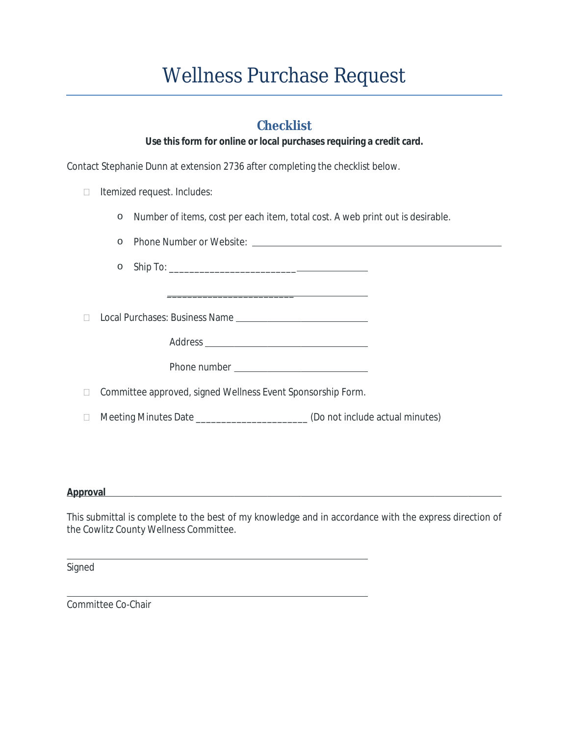# Wellness Purchase Request

## Checklist

**Use this form for online or local purchases requiring a credit card.**

Contact Stephanie Dunn at extension 2736 after completing the checklist below.

- ☐ Itemized request. Includes:
  - Number of items, cost per each item, total cost. A web print out is desirable.
  - Phone Number or Website: ____________________________________________
  - Ship To: ________________________________________

    ________________________________________
- ☐ Local Purchases: Business Name ________________________

  Address ______________________________

  Phone number ________________________
- ☐ Committee approved, signed Wellness Event Sponsorship Form.
- ☐ Meeting Minutes Date ______________________ (Do not include actual minutes)

**Approval**

This submittal is complete to the best of my knowledge and in accordance with the express direction of the Cowlitz County Wellness Committee.

______________________________________________________

Signed

______________________________________________________

Committee Co-Chair